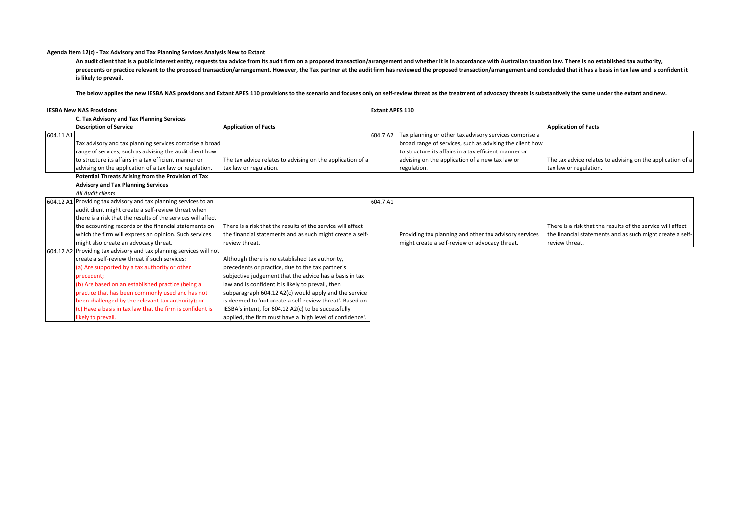**Agenda Item 12(c) - Tax Advisory and Tax Planning Services Analysis New to Extant**

**An audit client that is a public interest entity, requests tax advice from its audit firm on a proposed transaction/arrangement and whether it is in accordance with Australian taxation law. There is no established tax authority, precedents or practice relevant to the proposed transaction/arrangement. However, the Tax partner at the audit firm has reviewed the proposed transaction/arrangement and concluded that it has a basis in tax law and is confident it is likely to prevail.**

**The below applies the new IESBA NAS provisions and Extant APES 110 provisions to the scenario and focuses only on self-review threat as the treatment of advocacy threats is substantively the same under the extant and new.**

| **IESBA New NAS Provisions** | | | **Extant APES 110** | | |
|---|---|---|---|---|---|
| | **C. Tax Advisory and Tax Planning Services** | | | | |
| | **Description of Service** | **Application of Facts** | | | **Application of Facts** |
| 604.11 A1 | Tax advisory and tax planning services comprise a broad range of services, such as advising the audit client how to structure its affairs in a tax efficient manner or advising on the application of a tax law or regulation. | The tax advice relates to advising on the application of a tax law or regulation. | 604.7 A2 | Tax planning or other tax advisory services comprise a broad range of services, such as advising the client how to structure its affairs in a tax efficient manner or advising on the application of a new tax law or regulation. | The tax advice relates to advising on the application of a tax law or regulation. |
| | **Potential Threats Arising from the Provision of Tax Advisory and Tax Planning Services** | | | | |
| | *All Audit clients* | | | | |
| 604.12 A1 | Providing tax advisory and tax planning services to an audit client might create a self-review threat when there is a risk that the results of the services will affect the accounting records or the financial statements on which the firm will express an opinion. Such services might also create an advocacy threat. | There is a risk that the results of the service will affect the financial statements and as such might create a self-review threat. | 604.7 A1 | Providing tax planning and other tax advisory services might create a self-review or advocacy threat. | There is a risk that the results of the service will affect the financial statements and as such might create a self-review threat. |
| 604.12 A2 | Providing tax advisory and tax planning services will not create a self-review threat if such services:<br>(a) Are supported by a tax authority or other precedent;<br>(b) Are based on an established practice (being a practice that has been commonly used and has not been challenged by the relevant tax authority); or<br>(c) Have a basis in tax law that the firm is confident is likely to prevail. | Although there is no established tax authority, precedents or practice, due to the tax partner's subjective judgement that the advice has a basis in tax law and is confident it is likely to prevail, then subparagraph 604.12 A2(c) would apply and the service is deemed to 'not create a self-review threat'. Based on IESBA's intent, for 604.12 A2(c) to be successfully applied, the firm must have a 'high level of confidence'. | | | |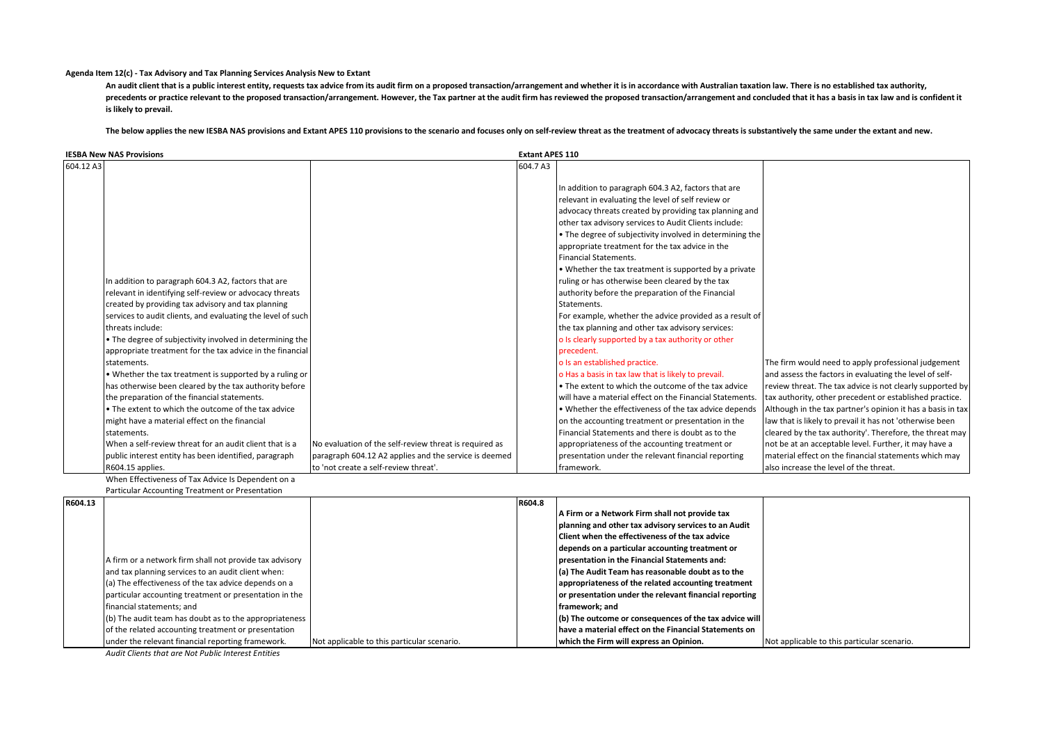**Agenda Item 12(c) - Tax Advisory and Tax Planning Services Analysis New to Extant**

**An audit client that is a public interest entity, requests tax advice from its audit firm on a proposed transaction/arrangement and whether it is in accordance with Australian taxation law. There is no established tax authority, precedents or practice relevant to the proposed transaction/arrangement. However, the Tax partner at the audit firm has reviewed the proposed transaction/arrangement and concluded that it has a basis in tax law and is confident it is likely to prevail.**

**The below applies the new IESBA NAS provisions and Extant APES 110 provisions to the scenario and focuses only on self-review threat as the treatment of advocacy threats is substantively the same under the extant and new.**

| **IESBA New NAS Provisions** | | | **Extant APES 110** | | |
|---|---|---|---|---|---|
| 604.12 A3 | In addition to paragraph 604.3 A2, factors that are relevant in identifying self-review or advocacy threats created by providing tax advisory and tax planning services to audit clients, and evaluating the level of such threats include:<br>• The degree of subjectivity involved in determining the appropriate treatment for the tax advice in the financial statements.<br>• Whether the tax treatment is supported by a ruling or has otherwise been cleared by the tax authority before the preparation of the financial statements.<br>• The extent to which the outcome of the tax advice might have a material effect on the financial statements.<br>When a self-review threat for an audit client that is a public interest entity has been identified, paragraph R604.15 applies. | No evaluation of the self-review threat is required as paragraph 604.12 A2 applies and the service is deemed to 'not create a self-review threat'. | 604.7 A3 | In addition to paragraph 604.3 A2, factors that are relevant in evaluating the level of self review or advocacy threats created by providing tax planning and other tax advisory services to Audit Clients include:<br>• The degree of subjectivity involved in determining the appropriate treatment for the tax advice in the Financial Statements.<br>• Whether the tax treatment is supported by a private ruling or has otherwise been cleared by the tax authority before the preparation of the Financial Statements.<br>For example, whether the advice provided as a result of the tax planning and other tax advisory services:<br>o Is clearly supported by a tax authority or other precedent.<br>o Is an established practice.<br>o Has a basis in tax law that is likely to prevail.<br>• The extent to which the outcome of the tax advice will have a material effect on the Financial Statements.<br>• Whether the effectiveness of the tax advice depends on the accounting treatment or presentation in the Financial Statements and there is doubt as to the appropriateness of the accounting treatment or presentation under the relevant financial reporting framework. | The firm would need to apply professional judgement and assess the factors in evaluating the level of self-review threat. The tax advice is not clearly supported by tax authority, other precedent or established practice. Although in the tax partner's opinion it has a basis in tax law that is likely to prevail it has not 'otherwise been cleared by the tax authority'. Therefore, the threat may not be at an acceptable level. Further, it may have a material effect on the financial statements which may also increase the level of the threat. |
| | When Effectiveness of Tax Advice Is Dependent on a Particular Accounting Treatment or Presentation | | | | |
| **R604.13** | A firm or a network firm shall not provide tax advisory and tax planning services to an audit client when:<br>(a) The effectiveness of the tax advice depends on a particular accounting treatment or presentation in the financial statements; and<br>(b) The audit team has doubt as to the appropriateness of the related accounting treatment or presentation under the relevant financial reporting framework. | Not applicable to this particular scenario. | **R604.8** | **A Firm or a Network Firm shall not provide tax planning and other tax advisory services to an Audit Client when the effectiveness of the tax advice depends on a particular accounting treatment or presentation in the Financial Statements and:<br>(a) The Audit Team has reasonable doubt as to the appropriateness of the related accounting treatment or presentation under the relevant financial reporting framework; and<br>(b) The outcome or consequences of the tax advice will have a material effect on the Financial Statements on which the Firm will express an Opinion.** | Not applicable to this particular scenario. |
| | *Audit Clients that are Not Public Interest Entities* | | | | |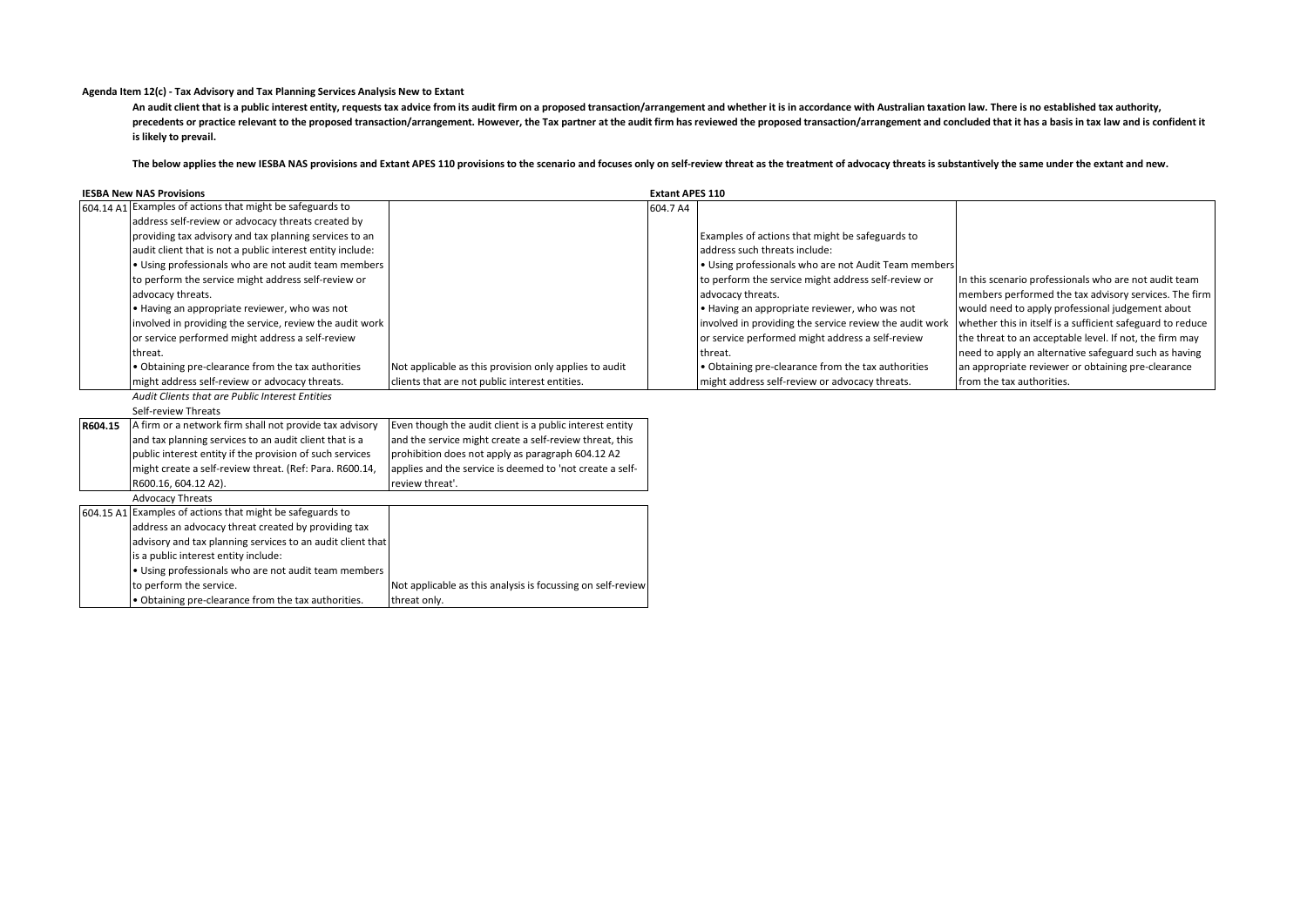**Agenda Item 12(c) - Tax Advisory and Tax Planning Services Analysis New to Extant**

**An audit client that is a public interest entity, requests tax advice from its audit firm on a proposed transaction/arrangement and whether it is in accordance with Australian taxation law. There is no established tax authority, precedents or practice relevant to the proposed transaction/arrangement. However, the Tax partner at the audit firm has reviewed the proposed transaction/arrangement and concluded that it has a basis in tax law and is confident it is likely to prevail.**

**The below applies the new IESBA NAS provisions and Extant APES 110 provisions to the scenario and focuses only on self-review threat as the treatment of advocacy threats is substantively the same under the extant and new.**

| **IESBA New NAS Provisions** | | | **Extant APES 110** | | |
|---|---|---|---|---|---|
| 604.14 A1 | Examples of actions that might be safeguards to address self-review or advocacy threats created by providing tax advisory and tax planning services to an audit client that is not a public interest entity include:<br>• Using professionals who are not audit team members to perform the service might address self-review or advocacy threats.<br>• Having an appropriate reviewer, who was not involved in providing the service, review the audit work or service performed might address a self-review threat.<br>• Obtaining pre-clearance from the tax authorities might address self-review or advocacy threats. | Not applicable as this provision only applies to audit clients that are not public interest entities. | 604.7 A4 | Examples of actions that might be safeguards to address such threats include:<br>• Using professionals who are not Audit Team members to perform the service might address self-review or advocacy threats.<br>• Having an appropriate reviewer, who was not involved in providing the service review the audit work or service performed might address a self-review threat.<br>• Obtaining pre-clearance from the tax authorities might address self-review or advocacy threats. | In this scenario professionals who are not audit team members performed the tax advisory services. The firm would need to apply professional judgement about whether this in itself is a sufficient safeguard to reduce the threat to an acceptable level. If not, the firm may need to apply an alternative safeguard such as having an appropriate reviewer or obtaining pre-clearance from the tax authorities. |
| | *Audit Clients that are Public Interest Entities*<br>Self-review Threats | | | | |
| **R604.15** | A firm or a network firm shall not provide tax advisory and tax planning services to an audit client that is a public interest entity if the provision of such services might create a self-review threat. (Ref: Para. R600.14, R600.16, 604.12 A2). | Even though the audit client is a public interest entity and the service might create a self-review threat, this prohibition does not apply as paragraph 604.12 A2 applies and the service is deemed to 'not create a self-review threat'. | | | |
| | Advocacy Threats | | | | |
| 604.15 A1 | Examples of actions that might be safeguards to address an advocacy threat created by providing tax advisory and tax planning services to an audit client that is a public interest entity include:<br>• Using professionals who are not audit team members to perform the service.<br>• Obtaining pre-clearance from the tax authorities. | Not applicable as this analysis is focussing on self-review threat only. | | | |